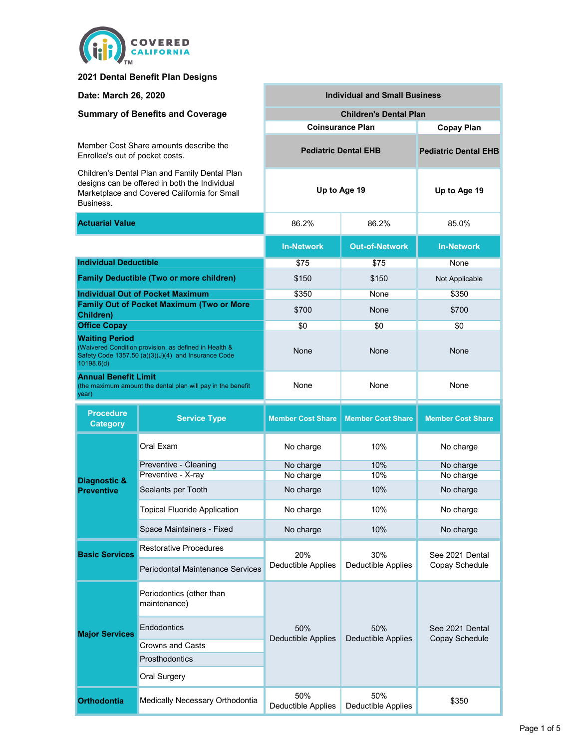COVERED CALIFORNIA™

**2021 Dental Benefit Plan Designs**

**Date: March 26, 2020**

**Summary of Benefits and Coverage**

Member Cost Share amounts describe the Enrollee's out of pocket costs.

Children's Dental Plan and Family Dental Plan designs can be offered in both the Individual Marketplace and Covered California for Small Business.

| | | Individual and Small Business | | |
|---|---|---|---|---|
| | | Children's Dental Plan | | |
| | | Coinsurance Plan | | Copay Plan |
| | | Pediatric Dental EHB | | Pediatric Dental EHB |
| | | Up to Age 19 | | Up to Age 19 |
| **Actuarial Value** | | 86.2% | 86.2% | 85.0% |
| | | **In-Network** | **Out-of-Network** | **In-Network** |
| **Individual Deductible** | | $75 | $75 | None |
| **Family Deductible (Two or more children)** | | $150 | $150 | Not Applicable |
| **Individual Out of Pocket Maximum** | | $350 | None | $350 |
| **Family Out of Pocket Maximum (Two or More Children)** | | $700 | None | $700 |
| **Office Copay** | | $0 | $0 | $0 |
| **Waiting Period** (Waivered Condition provision, as defined in Health & Safety Code 1357.50 (a)(3)(J)(4) and Insurance Code 10198.6(d) | | None | None | None |
| **Annual Benefit Limit** (the maximum amount the dental plan will pay in the benefit year) | | None | None | None |
| **Procedure Category** | **Service Type** | **Member Cost Share** | **Member Cost Share** | **Member Cost Share** |
| **Diagnostic & Preventive** | Oral Exam | No charge | 10% | No charge |
| | Preventive - Cleaning | No charge | 10% | No charge |
| | Preventive - X-ray | No charge | 10% | No charge |
| | Sealants per Tooth | No charge | 10% | No charge |
| | Topical Fluoride Application | No charge | 10% | No charge |
| | Space Maintainers - Fixed | No charge | 10% | No charge |
| **Basic Services** | Restorative Procedures | 20% Deductible Applies | 30% Deductible Applies | See 2021 Dental Copay Schedule |
| | Periodontal Maintenance Services | | | |
| **Major Services** | Periodontics (other than maintenance) | 50% Deductible Applies | 50% Deductible Applies | See 2021 Dental Copay Schedule |
| | Endodontics | | | |
| | Crowns and Casts | | | |
| | Prosthodontics | | | |
| | Oral Surgery | | | |
| **Orthodontia** | Medically Necessary Orthodontia | 50% Deductible Applies | 50% Deductible Applies | $350 |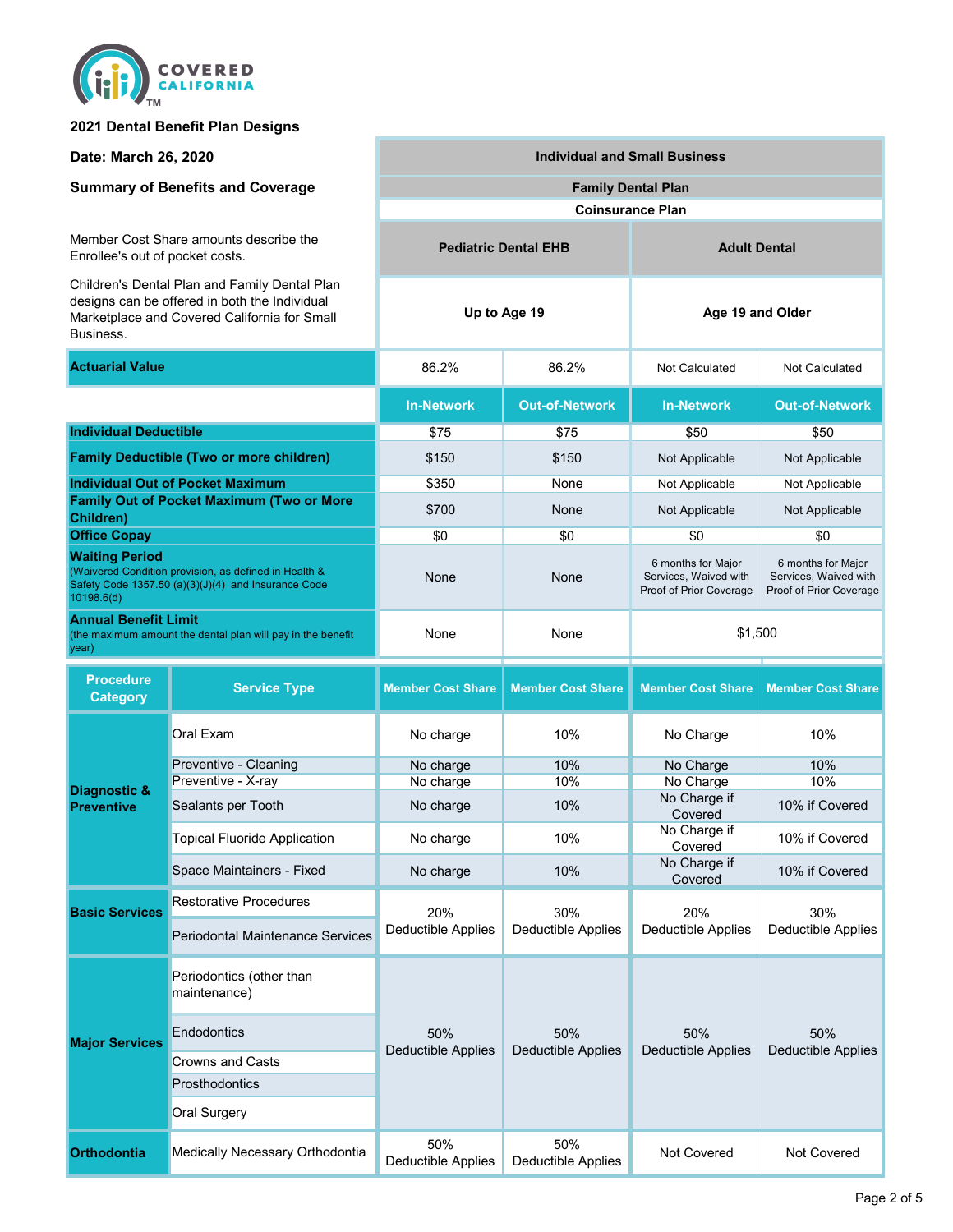COVERED CALIFORNIA™

**2021 Dental Benefit Plan Designs**

**Date: March 26, 2020**

**Summary of Benefits and Coverage**

Member Cost Share amounts describe the Enrollee's out of pocket costs.

Children's Dental Plan and Family Dental Plan designs can be offered in both the Individual Marketplace and Covered California for Small Business.

| | | Individual and Small Business | | | |
|---|---|---|---|---|---|
| | | Family Dental Plan | | | |
| | | Coinsurance Plan | | | |
| | | Pediatric Dental EHB | | Adult Dental | |
| | | Up to Age 19 | | Age 19 and Older | |
| **Actuarial Value** | | 86.2% | 86.2% | Not Calculated | Not Calculated |
| | | **In-Network** | **Out-of-Network** | **In-Network** | **Out-of-Network** |
| **Individual Deductible** | | $75 | $75 | $50 | $50 |
| **Family Deductible (Two or more children)** | | $150 | $150 | Not Applicable | Not Applicable |
| **Individual Out of Pocket Maximum** | | $350 | None | Not Applicable | Not Applicable |
| **Family Out of Pocket Maximum (Two or More Children)** | | $700 | None | Not Applicable | Not Applicable |
| **Office Copay** | | $0 | $0 | $0 | $0 |
| **Waiting Period** (Waivered Condition provision, as defined in Health & Safety Code 1357.50 (a)(3)(J)(4) and Insurance Code 10198.6(d) | | None | None | 6 months for Major Services, Waived with Proof of Prior Coverage | 6 months for Major Services, Waived with Proof of Prior Coverage |
| **Annual Benefit Limit** (the maximum amount the dental plan will pay in the benefit year) | | None | None | $1,500 | |
| **Procedure Category** | **Service Type** | **Member Cost Share** | **Member Cost Share** | **Member Cost Share** | **Member Cost Share** |
| **Diagnostic & Preventive** | Oral Exam | No charge | 10% | No Charge | 10% |
| | Preventive - Cleaning | No charge | 10% | No Charge | 10% |
| | Preventive - X-ray | No charge | 10% | No Charge | 10% |
| | Sealants per Tooth | No charge | 10% | No Charge if Covered | 10% if Covered |
| | Topical Fluoride Application | No charge | 10% | No Charge if Covered | 10% if Covered |
| | Space Maintainers - Fixed | No charge | 10% | No Charge if Covered | 10% if Covered |
| **Basic Services** | Restorative Procedures | 20% Deductible Applies | 30% Deductible Applies | 20% Deductible Applies | 30% Deductible Applies |
| | Periodontal Maintenance Services | | | | |
| **Major Services** | Periodontics (other than maintenance) | 50% Deductible Applies | 50% Deductible Applies | 50% Deductible Applies | 50% Deductible Applies |
| | Endodontics | | | | |
| | Crowns and Casts | | | | |
| | Prosthodontics | | | | |
| | Oral Surgery | | | | |
| **Orthodontia** | Medically Necessary Orthodontia | 50% Deductible Applies | 50% Deductible Applies | Not Covered | Not Covered |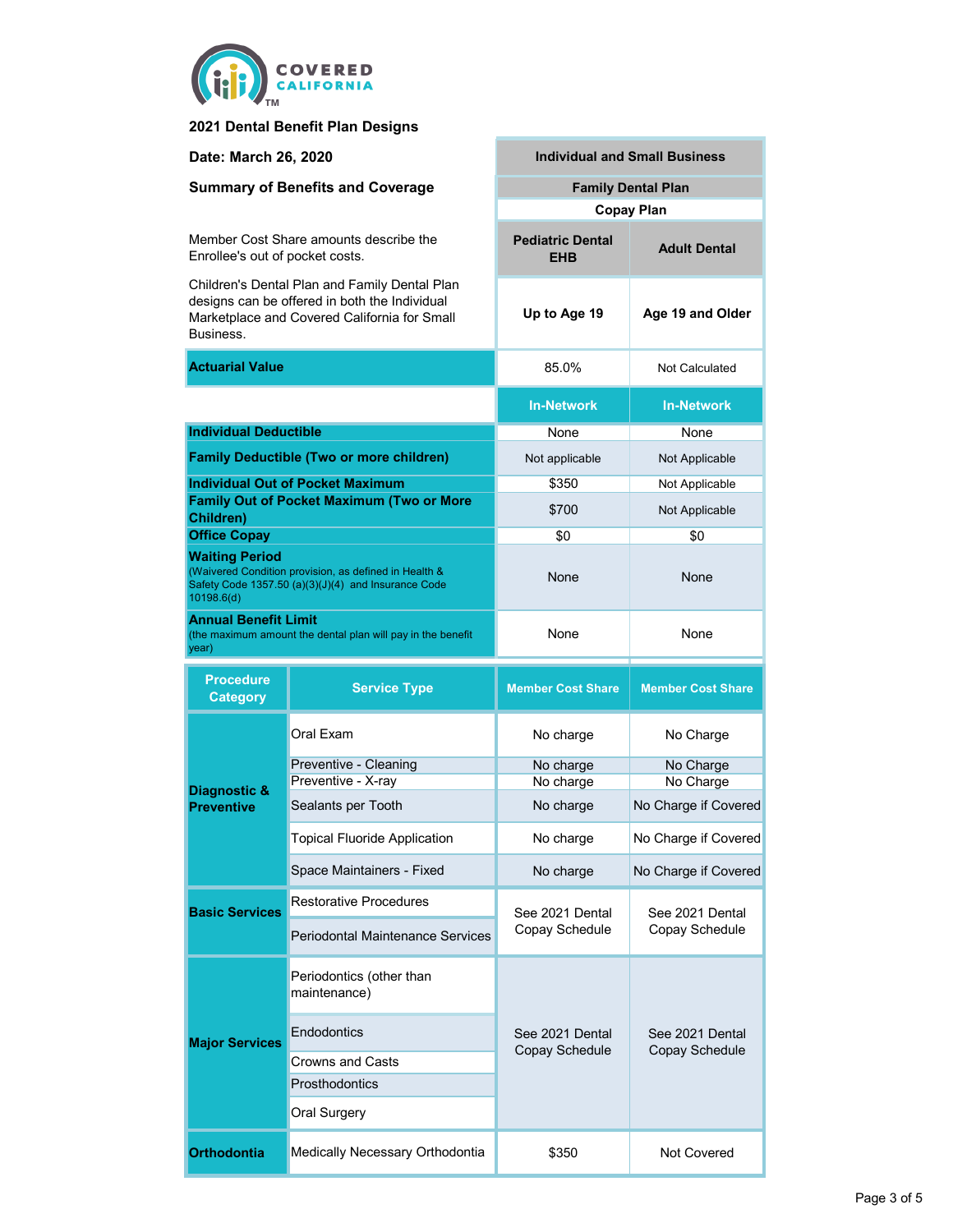**2021 Dental Benefit Plan Designs**

**Date: March 26, 2020**

**Summary of Benefits and Coverage**

Member Cost Share amounts describe the Enrollee's out of pocket costs.

Children's Dental Plan and Family Dental Plan designs can be offered in both the Individual Marketplace and Covered California for Small Business.

| | | Individual and Small Business | |
|---|---|---|---|
| | | Family Dental Plan<br>Copay Plan | |
| | | Pediatric Dental EHB | Adult Dental |
| | | Up to Age 19 | Age 19 and Older |
| **Actuarial Value** | | 85.0% | Not Calculated |
| | | In-Network | In-Network |
| **Individual Deductible** | | None | None |
| **Family Deductible (Two or more children)** | | Not applicable | Not Applicable |
| **Individual Out of Pocket Maximum** | | $350 | Not Applicable |
| **Family Out of Pocket Maximum (Two or More Children)** | | $700 | Not Applicable |
| **Office Copay** | | $0 | $0 |
| **Waiting Period** (Waivered Condition provision, as defined in Health & Safety Code 1357.50 (a)(3)(J)(4) and Insurance Code 10198.6(d) | | None | None |
| **Annual Benefit Limit** (the maximum amount the dental plan will pay in the benefit year) | | None | None |
| **Procedure Category** | **Service Type** | **Member Cost Share** | **Member Cost Share** |
| **Diagnostic & Preventive** | Oral Exam | No charge | No Charge |
| | Preventive - Cleaning | No charge | No Charge |
| | Preventive - X-ray | No charge | No Charge |
| | Sealants per Tooth | No charge | No Charge if Covered |
| | Topical Fluoride Application | No charge | No Charge if Covered |
| | Space Maintainers - Fixed | No charge | No Charge if Covered |
| **Basic Services** | Restorative Procedures | See 2021 Dental Copay Schedule | See 2021 Dental Copay Schedule |
| | Periodontal Maintenance Services | | |
| **Major Services** | Periodontics (other than maintenance) | See 2021 Dental Copay Schedule | See 2021 Dental Copay Schedule |
| | Endodontics | | |
| | Crowns and Casts | | |
| | Prosthodontics | | |
| | Oral Surgery | | |
| **Orthodontia** | Medically Necessary Orthodontia | $350 | Not Covered |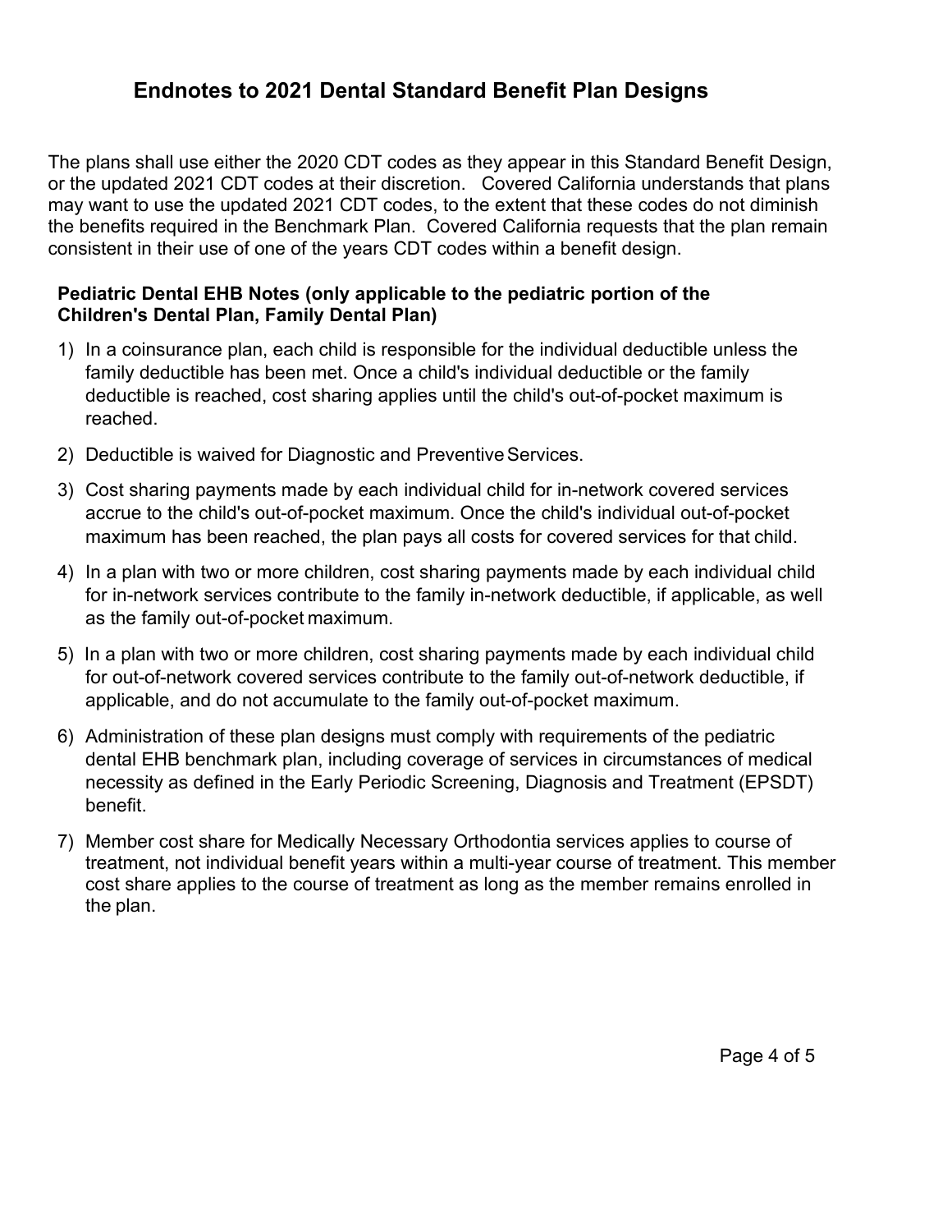# Endnotes to 2021 Dental Standard Benefit Plan Designs

The plans shall use either the 2020 CDT codes as they appear in this Standard Benefit Design, or the updated 2021 CDT codes at their discretion. Covered California understands that plans may want to use the updated 2021 CDT codes, to the extent that these codes do not diminish the benefits required in the Benchmark Plan. Covered California requests that the plan remain consistent in their use of one of the years CDT codes within a benefit design.

**Pediatric Dental EHB Notes (only applicable to the pediatric portion of the Children's Dental Plan, Family Dental Plan)**

1) In a coinsurance plan, each child is responsible for the individual deductible unless the family deductible has been met. Once a child's individual deductible or the family deductible is reached, cost sharing applies until the child's out-of-pocket maximum is reached.
2) Deductible is waived for Diagnostic and Preventive Services.
3) Cost sharing payments made by each individual child for in-network covered services accrue to the child's out-of-pocket maximum. Once the child's individual out-of-pocket maximum has been reached, the plan pays all costs for covered services for that child.
4) In a plan with two or more children, cost sharing payments made by each individual child for in-network services contribute to the family in-network deductible, if applicable, as well as the family out-of-pocket maximum.
5) In a plan with two or more children, cost sharing payments made by each individual child for out-of-network covered services contribute to the family out-of-network deductible, if applicable, and do not accumulate to the family out-of-pocket maximum.
6) Administration of these plan designs must comply with requirements of the pediatric dental EHB benchmark plan, including coverage of services in circumstances of medical necessity as defined in the Early Periodic Screening, Diagnosis and Treatment (EPSDT) benefit.
7) Member cost share for Medically Necessary Orthodontia services applies to course of treatment, not individual benefit years within a multi-year course of treatment. This member cost share applies to the course of treatment as long as the member remains enrolled in the plan.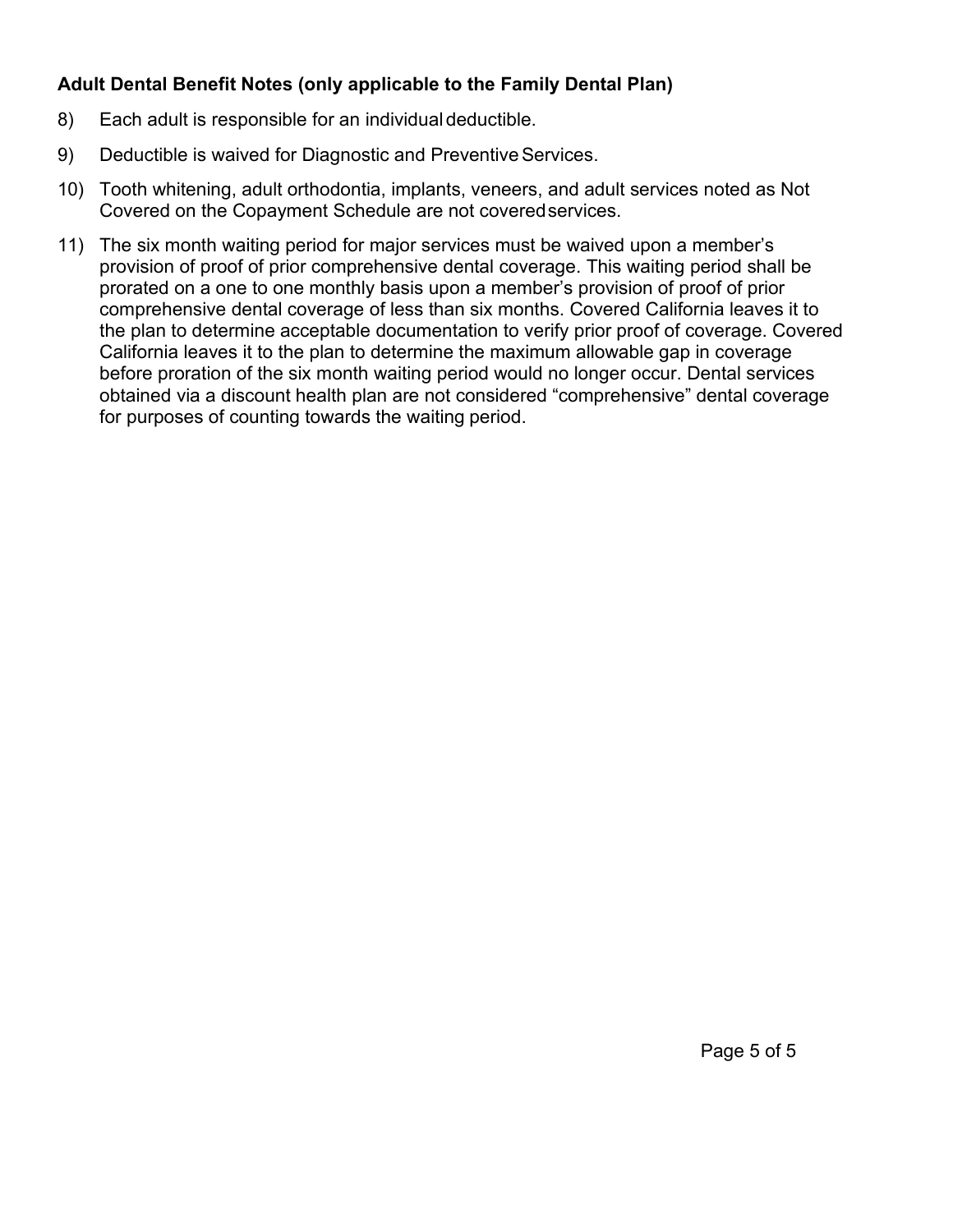**Adult Dental Benefit Notes (only applicable to the Family Dental Plan)**

8) Each adult is responsible for an individual deductible.

9) Deductible is waived for Diagnostic and Preventive Services.

10) Tooth whitening, adult orthodontia, implants, veneers, and adult services noted as Not Covered on the Copayment Schedule are not covered services.

11) The six month waiting period for major services must be waived upon a member's provision of proof of prior comprehensive dental coverage. This waiting period shall be prorated on a one to one monthly basis upon a member's provision of proof of prior comprehensive dental coverage of less than six months. Covered California leaves it to the plan to determine acceptable documentation to verify prior proof of coverage. Covered California leaves it to the plan to determine the maximum allowable gap in coverage before proration of the six month waiting period would no longer occur. Dental services obtained via a discount health plan are not considered "comprehensive" dental coverage for purposes of counting towards the waiting period.